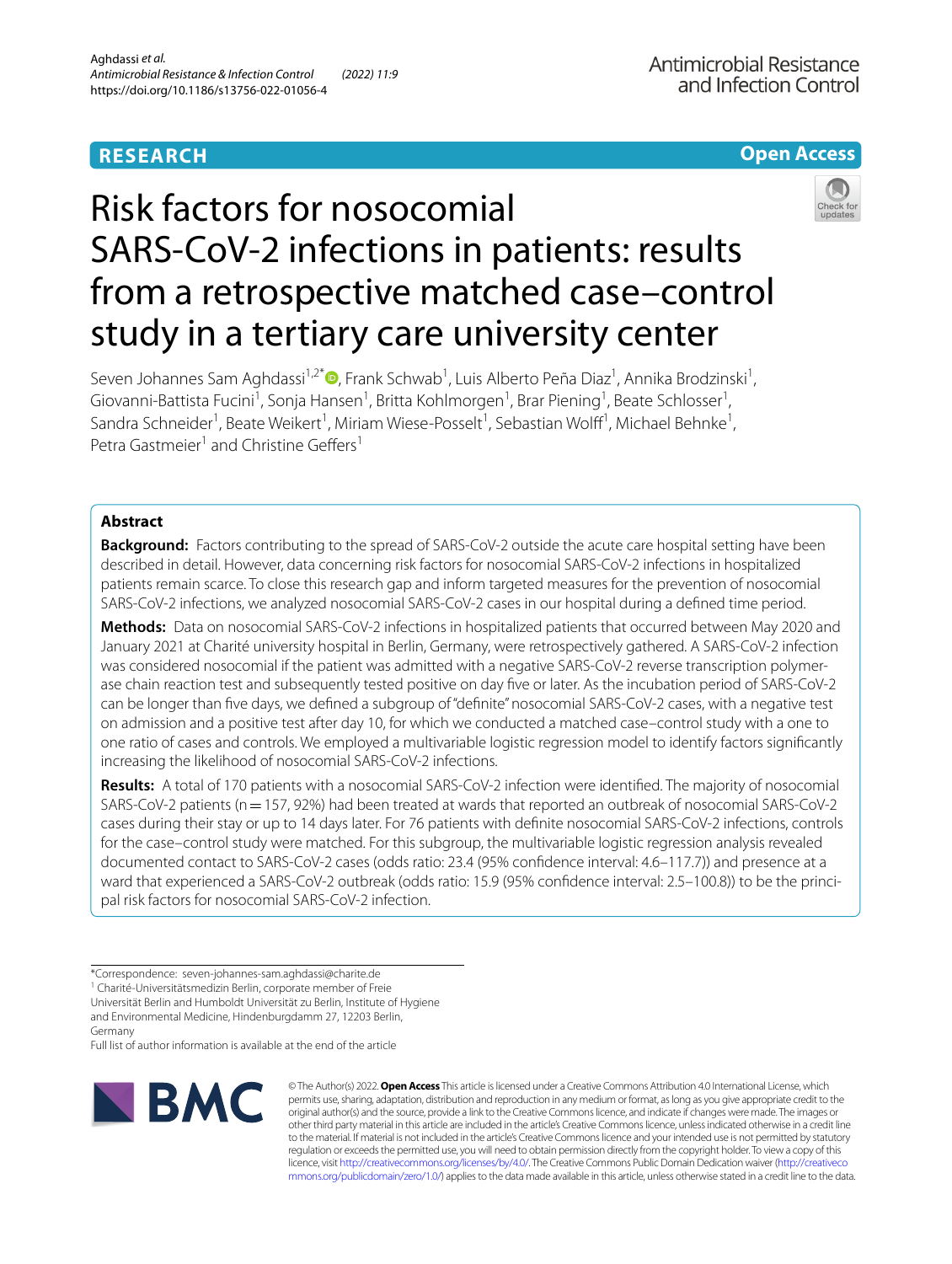**RESEARCH** **Open Access**

# Risk factors for nosocomial SARS-CoV-2 infections in patients: results from a retrospective matched case–control study in a tertiary care university center

Seven Johannes Sam Aghdassi[1,2*], Frank Schwab[1], Luis Alberto Peña Diaz[1], Annika Brodzinski[1], Giovanni-Battista Fucini[1], Sonja Hansen[1], Britta Kohlmorgen[1], Brar Piening[1], Beate Schlosser[1], Sandra Schneider[1], Beate Weikert[1], Miriam Wiese-Posselt[1], Sebastian Wolff[1], Michael Behnke[1], Petra Gastmeier[1] and Christine Geffers[1]

## Abstract

**Background:** Factors contributing to the spread of SARS-CoV-2 outside the acute care hospital setting have been described in detail. However, data concerning risk factors for nosocomial SARS-CoV-2 infections in hospitalized patients remain scarce. To close this research gap and inform targeted measures for the prevention of nosocomial SARS-CoV-2 infections, we analyzed nosocomial SARS-CoV-2 cases in our hospital during a defined time period.

**Methods:** Data on nosocomial SARS-CoV-2 infections in hospitalized patients that occurred between May 2020 and January 2021 at Charité university hospital in Berlin, Germany, were retrospectively gathered. A SARS-CoV-2 infection was considered nosocomial if the patient was admitted with a negative SARS-CoV-2 reverse transcription polymerase chain reaction test and subsequently tested positive on day five or later. As the incubation period of SARS-CoV-2 can be longer than five days, we defined a subgroup of "definite" nosocomial SARS-CoV-2 cases, with a negative test on admission and a positive test after day 10, for which we conducted a matched case–control study with a one to one ratio of cases and controls. We employed a multivariable logistic regression model to identify factors significantly increasing the likelihood of nosocomial SARS-CoV-2 infections.

**Results:** A total of 170 patients with a nosocomial SARS-CoV-2 infection were identified. The majority of nosocomial SARS-CoV-2 patients (n = 157, 92%) had been treated at wards that reported an outbreak of nosocomial SARS-CoV-2 cases during their stay or up to 14 days later. For 76 patients with definite nosocomial SARS-CoV-2 infections, controls for the case–control study were matched. For this subgroup, the multivariable logistic regression analysis revealed documented contact to SARS-CoV-2 cases (odds ratio: 23.4 (95% confidence interval: 4.6–117.7)) and presence at a ward that experienced a SARS-CoV-2 outbreak (odds ratio: 15.9 (95% confidence interval: 2.5–100.8)) to be the principal risk factors for nosocomial SARS-CoV-2 infection.

*Correspondence: seven-johannes-sam.aghdassi@charite.de

[1] Charité-Universitätsmedizin Berlin, corporate member of Freie Universität Berlin and Humboldt Universität zu Berlin, Institute of Hygiene and Environmental Medicine, Hindenburgdamm 27, 12203 Berlin, Germany

Full list of author information is available at the end of the article

© The Author(s) 2022. **Open Access** This article is licensed under a Creative Commons Attribution 4.0 International License, which permits use, sharing, adaptation, distribution and reproduction in any medium or format, as long as you give appropriate credit to the original author(s) and the source, provide a link to the Creative Commons licence, and indicate if changes were made. The images or other third party material in this article are included in the article's Creative Commons licence, unless indicated otherwise in a credit line to the material. If material is not included in the article's Creative Commons licence and your intended use is not permitted by statutory regulation or exceeds the permitted use, you will need to obtain permission directly from the copyright holder. To view a copy of this licence, visit http://creativecommons.org/licenses/by/4.0/. The Creative Commons Public Domain Dedication waiver (http://creativecommons.org/publicdomain/zero/1.0/) applies to the data made available in this article, unless otherwise stated in a credit line to the data.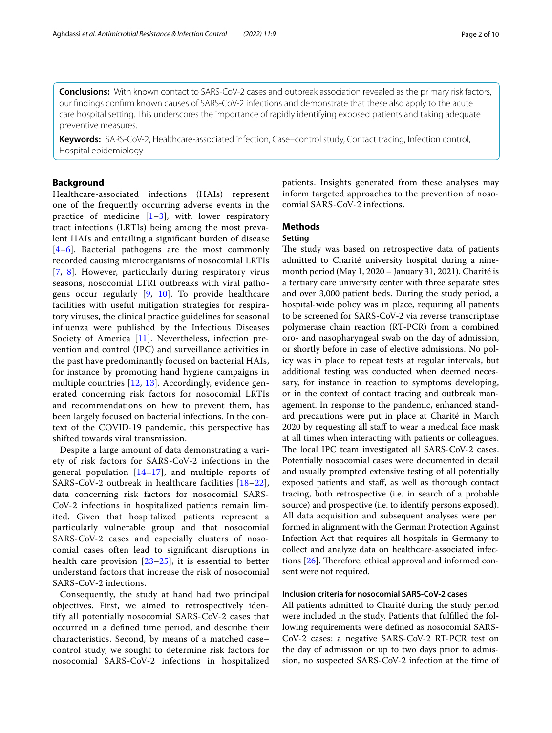**Conclusions:** With known contact to SARS-CoV-2 cases and outbreak association revealed as the primary risk factors, our findings confirm known causes of SARS-CoV-2 infections and demonstrate that these also apply to the acute care hospital setting. This underscores the importance of rapidly identifying exposed patients and taking adequate preventive measures.

**Keywords:** SARS-CoV-2, Healthcare-associated infection, Case–control study, Contact tracing, Infection control, Hospital epidemiology

## Background

Healthcare-associated infections (HAIs) represent one of the frequently occurring adverse events in the practice of medicine [1–3], with lower respiratory tract infections (LRTIs) being among the most prevalent HAIs and entailing a significant burden of disease [4–6]. Bacterial pathogens are the most commonly recorded causing microorganisms of nosocomial LRTIs [7, 8]. However, particularly during respiratory virus seasons, nosocomial LTRI outbreaks with viral pathogens occur regularly [9, 10]. To provide healthcare facilities with useful mitigation strategies for respiratory viruses, the clinical practice guidelines for seasonal influenza were published by the Infectious Diseases Society of America [11]. Nevertheless, infection prevention and control (IPC) and surveillance activities in the past have predominantly focused on bacterial HAIs, for instance by promoting hand hygiene campaigns in multiple countries [12, 13]. Accordingly, evidence generated concerning risk factors for nosocomial LRTIs and recommendations on how to prevent them, has been largely focused on bacterial infections. In the context of the COVID-19 pandemic, this perspective has shifted towards viral transmission.

Despite a large amount of data demonstrating a variety of risk factors for SARS-CoV-2 infections in the general population [14–17], and multiple reports of SARS-CoV-2 outbreak in healthcare facilities [18–22], data concerning risk factors for nosocomial SARS-CoV-2 infections in hospitalized patients remain limited. Given that hospitalized patients represent a particularly vulnerable group and that nosocomial SARS-CoV-2 cases and especially clusters of nosocomial cases often lead to significant disruptions in health care provision [23–25], it is essential to better understand factors that increase the risk of nosocomial SARS-CoV-2 infections.

Consequently, the study at hand had two principal objectives. First, we aimed to retrospectively identify all potentially nosocomial SARS-CoV-2 cases that occurred in a defined time period, and describe their characteristics. Second, by means of a matched case–control study, we sought to determine risk factors for nosocomial SARS-CoV-2 infections in hospitalized patients. Insights generated from these analyses may inform targeted approaches to the prevention of nosocomial SARS-CoV-2 infections.

## Methods

### Setting

The study was based on retrospective data of patients admitted to Charité university hospital during a nine-month period (May 1, 2020 – January 31, 2021). Charité is a tertiary care university center with three separate sites and over 3,000 patient beds. During the study period, a hospital-wide policy was in place, requiring all patients to be screened for SARS-CoV-2 via reverse transcriptase polymerase chain reaction (RT-PCR) from a combined oro- and nasopharyngeal swab on the day of admission, or shortly before in case of elective admissions. No policy was in place to repeat tests at regular intervals, but additional testing was conducted when deemed necessary, for instance in reaction to symptoms developing, or in the context of contact tracing and outbreak management. In response to the pandemic, enhanced standard precautions were put in place at Charité in March 2020 by requesting all staff to wear a medical face mask at all times when interacting with patients or colleagues. The local IPC team investigated all SARS-CoV-2 cases. Potentially nosocomial cases were documented in detail and usually prompted extensive testing of all potentially exposed patients and staff, as well as thorough contact tracing, both retrospective (i.e. in search of a probable source) and prospective (i.e. to identify persons exposed). All data acquisition and subsequent analyses were performed in alignment with the German Protection Against Infection Act that requires all hospitals in Germany to collect and analyze data on healthcare-associated infections [26]. Therefore, ethical approval and informed consent were not required.

### Inclusion criteria for nosocomial SARS-CoV-2 cases

All patients admitted to Charité during the study period were included in the study. Patients that fulfilled the following requirements were defined as nosocomial SARS-CoV-2 cases: a negative SARS-CoV-2 RT-PCR test on the day of admission or up to two days prior to admission, no suspected SARS-CoV-2 infection at the time of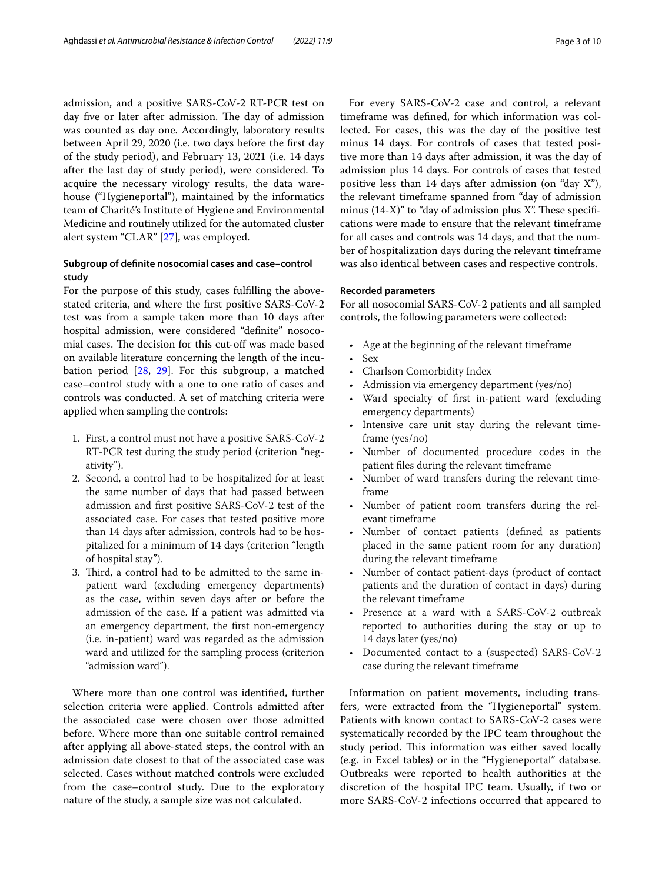admission, and a positive SARS-CoV-2 RT-PCR test on day five or later after admission. The day of admission was counted as day one. Accordingly, laboratory results between April 29, 2020 (i.e. two days before the first day of the study period), and February 13, 2021 (i.e. 14 days after the last day of study period), were considered. To acquire the necessary virology results, the data warehouse ("Hygieneportal"), maintained by the informatics team of Charité's Institute of Hygiene and Environmental Medicine and routinely utilized for the automated cluster alert system "CLAR" [27], was employed.

### Subgroup of definite nosocomial cases and case–control study

For the purpose of this study, cases fulfilling the above-stated criteria, and where the first positive SARS-CoV-2 test was from a sample taken more than 10 days after hospital admission, were considered "definite" nosocomial cases. The decision for this cut-off was made based on available literature concerning the length of the incubation period [28, 29]. For this subgroup, a matched case–control study with a one to one ratio of cases and controls was conducted. A set of matching criteria were applied when sampling the controls:

1. First, a control must not have a positive SARS-CoV-2 RT-PCR test during the study period (criterion "negativity").
2. Second, a control had to be hospitalized for at least the same number of days that had passed between admission and first positive SARS-CoV-2 test of the associated case. For cases that tested positive more than 14 days after admission, controls had to be hospitalized for a minimum of 14 days (criterion "length of hospital stay").
3. Third, a control had to be admitted to the same in-patient ward (excluding emergency departments) as the case, within seven days after or before the admission of the case. If a patient was admitted via an emergency department, the first non-emergency (i.e. in-patient) ward was regarded as the admission ward and utilized for the sampling process (criterion "admission ward").

Where more than one control was identified, further selection criteria were applied. Controls admitted after the associated case were chosen over those admitted before. Where more than one suitable control remained after applying all above-stated steps, the control with an admission date closest to that of the associated case was selected. Cases without matched controls were excluded from the case–control study. Due to the exploratory nature of the study, a sample size was not calculated.

For every SARS-CoV-2 case and control, a relevant timeframe was defined, for which information was collected. For cases, this was the day of the positive test minus 14 days. For controls of cases that tested positive more than 14 days after admission, it was the day of admission plus 14 days. For controls of cases that tested positive less than 14 days after admission (on "day X"), the relevant timeframe spanned from "day of admission minus (14-X)" to "day of admission plus X". These specifications were made to ensure that the relevant timeframe for all cases and controls was 14 days, and that the number of hospitalization days during the relevant timeframe was also identical between cases and respective controls.

### Recorded parameters

For all nosocomial SARS-CoV-2 patients and all sampled controls, the following parameters were collected:

- Age at the beginning of the relevant timeframe
- Sex
- Charlson Comorbidity Index
- Admission via emergency department (yes/no)
- Ward specialty of first in-patient ward (excluding emergency departments)
- Intensive care unit stay during the relevant timeframe (yes/no)
- Number of documented procedure codes in the patient files during the relevant timeframe
- Number of ward transfers during the relevant timeframe
- Number of patient room transfers during the relevant timeframe
- Number of contact patients (defined as patients placed in the same patient room for any duration) during the relevant timeframe
- Number of contact patient-days (product of contact patients and the duration of contact in days) during the relevant timeframe
- Presence at a ward with a SARS-CoV-2 outbreak reported to authorities during the stay or up to 14 days later (yes/no)
- Documented contact to a (suspected) SARS-CoV-2 case during the relevant timeframe

Information on patient movements, including transfers, were extracted from the "Hygieneportal" system. Patients with known contact to SARS-CoV-2 cases were systematically recorded by the IPC team throughout the study period. This information was either saved locally (e.g. in Excel tables) or in the "Hygieneportal" database. Outbreaks were reported to health authorities at the discretion of the hospital IPC team. Usually, if two or more SARS-CoV-2 infections occurred that appeared to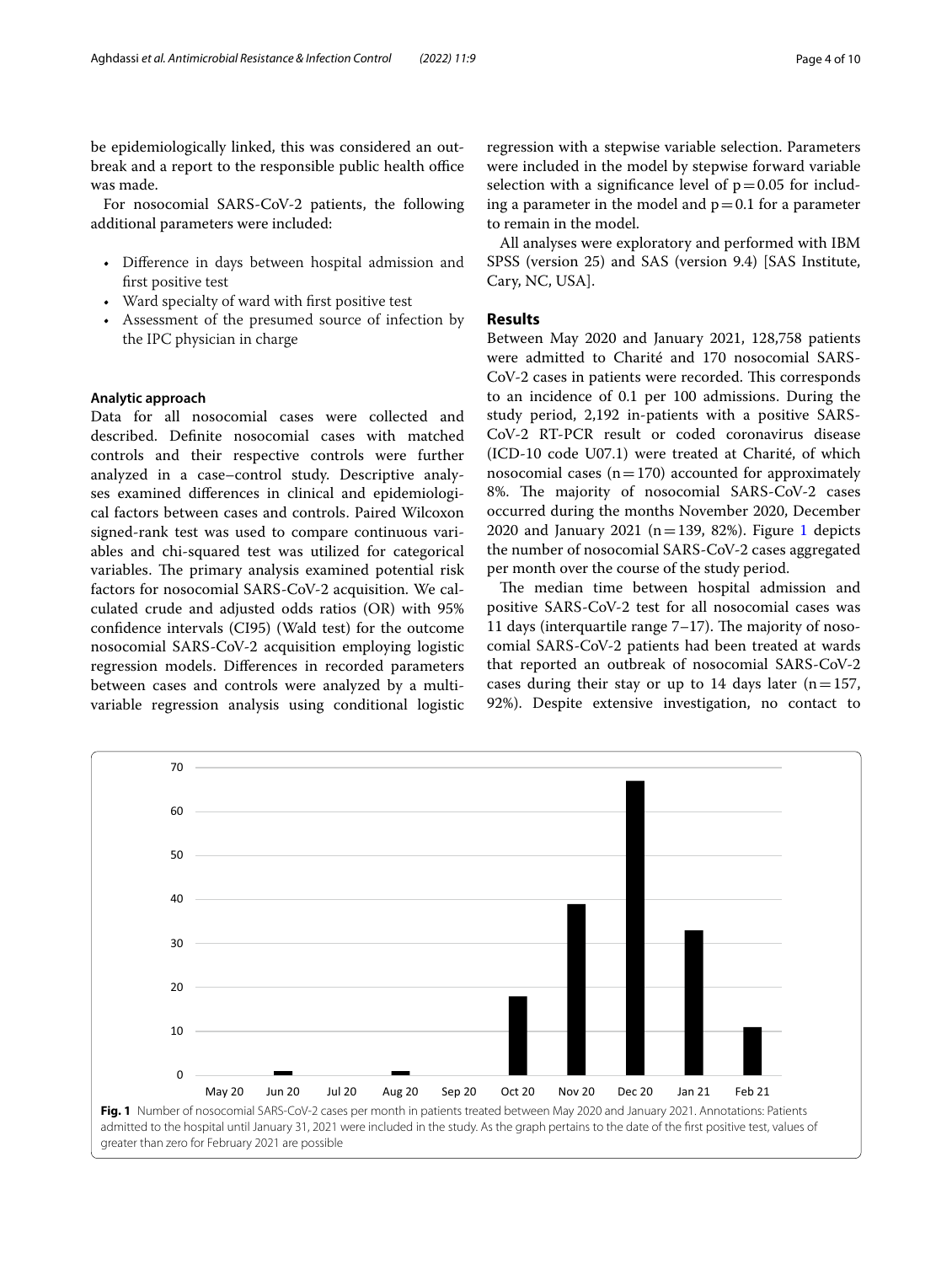be epidemiologically linked, this was considered an outbreak and a report to the responsible public health office was made.

For nosocomial SARS-CoV-2 patients, the following additional parameters were included:

- Difference in days between hospital admission and first positive test
- Ward specialty of ward with first positive test
- Assessment of the presumed source of infection by the IPC physician in charge

### Analytic approach

Data for all nosocomial cases were collected and described. Definite nosocomial cases with matched controls and their respective controls were further analyzed in a case–control study. Descriptive analyses examined differences in clinical and epidemiological factors between cases and controls. Paired Wilcoxon signed-rank test was used to compare continuous variables and chi-squared test was utilized for categorical variables. The primary analysis examined potential risk factors for nosocomial SARS-CoV-2 acquisition. We calculated crude and adjusted odds ratios (OR) with 95% confidence intervals (CI95) (Wald test) for the outcome nosocomial SARS-CoV-2 acquisition employing logistic regression models. Differences in recorded parameters between cases and controls were analyzed by a multivariable regression analysis using conditional logistic regression with a stepwise variable selection. Parameters were included in the model by stepwise forward variable selection with a significance level of $p = 0.05$ for including a parameter in the model and $p = 0.1$ for a parameter to remain in the model.

All analyses were exploratory and performed with IBM SPSS (version 25) and SAS (version 9.4) [SAS Institute, Cary, NC, USA].

## Results

Between May 2020 and January 2021, 128,758 patients were admitted to Charité and 170 nosocomial SARS-CoV-2 cases in patients were recorded. This corresponds to an incidence of 0.1 per 100 admissions. During the study period, 2,192 in-patients with a positive SARS-CoV-2 RT-PCR result or coded coronavirus disease (ICD-10 code U07.1) were treated at Charité, of which nosocomial cases ($n = 170$) accounted for approximately 8%. The majority of nosocomial SARS-CoV-2 cases occurred during the months November 2020, December 2020 and January 2021 ($n = 139$, 82%). Figure 1 depicts the number of nosocomial SARS-CoV-2 cases aggregated per month over the course of the study period.

The median time between hospital admission and positive SARS-CoV-2 test for all nosocomial cases was 11 days (interquartile range 7–17). The majority of nosocomial SARS-CoV-2 patients had been treated at wards that reported an outbreak of nosocomial SARS-CoV-2 cases during their stay or up to 14 days later ($n = 157$, 92%). Despite extensive investigation, no contact to

| Month | Number of nosocomial SARS-CoV-2 cases |
|---|---|
| May 20 | 0 |
| Jun 20 | 1 |
| Jul 20 | 0 |
| Aug 20 | 1 |
| Sep 20 | 0 |
| Oct 20 | 18 |
| Nov 20 | 39 |
| Dec 20 | 67 |
| Jan 21 | 33 |
| Feb 21 | 11 |

**Fig. 1** Number of nosocomial SARS-CoV-2 cases per month in patients treated between May 2020 and January 2021. Annotations: Patients admitted to the hospital until January 31, 2021 were included in the study. As the graph pertains to the date of the first positive test, values of greater than zero for February 2021 are possible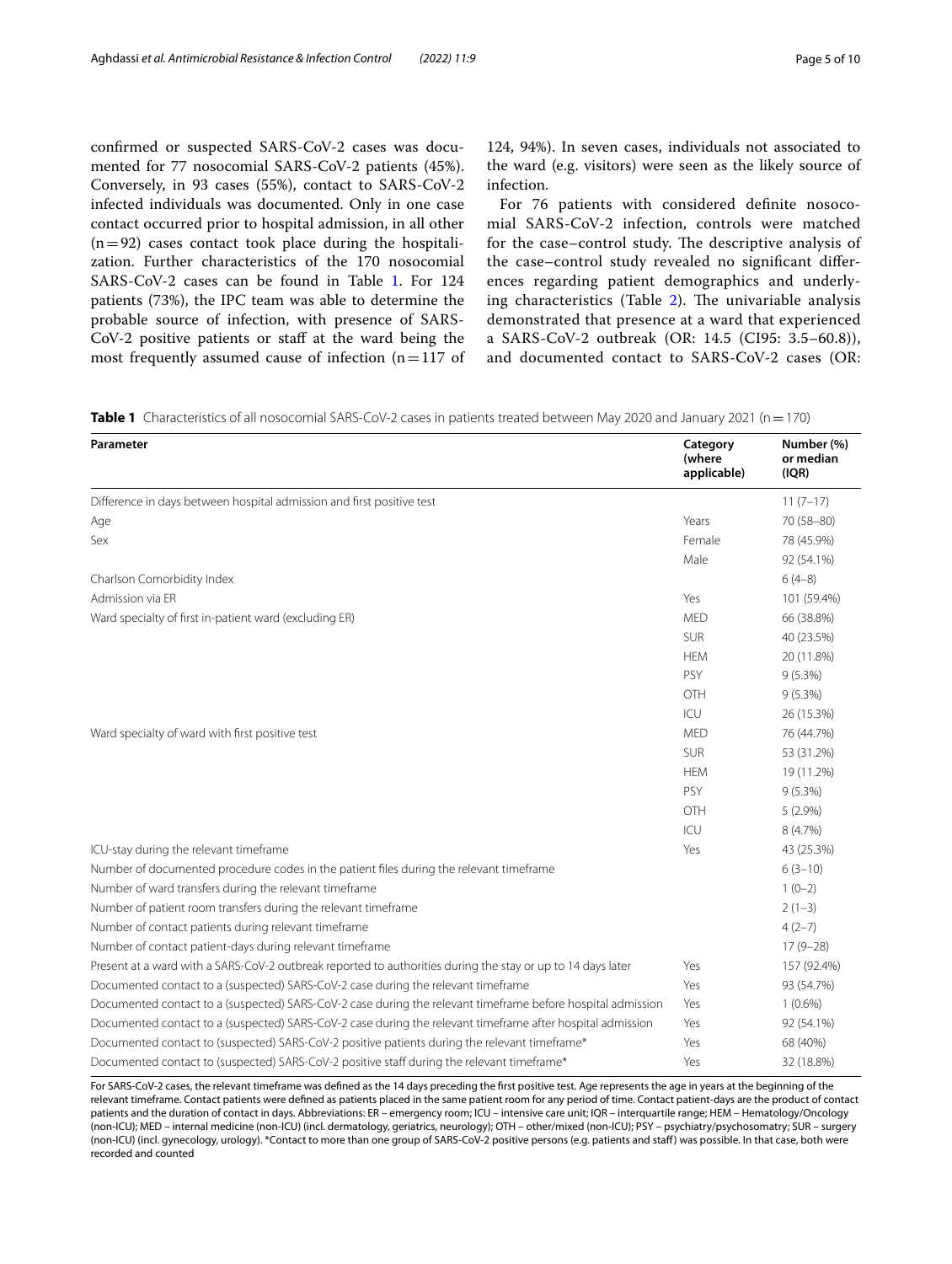confirmed or suspected SARS-CoV-2 cases was documented for 77 nosocomial SARS-CoV-2 patients (45%). Conversely, in 93 cases (55%), contact to SARS-CoV-2 infected individuals was documented. Only in one case contact occurred prior to hospital admission, in all other (n = 92) cases contact took place during the hospitalization. Further characteristics of the 170 nosocomial SARS-CoV-2 cases can be found in Table 1. For 124 patients (73%), the IPC team was able to determine the probable source of infection, with presence of SARS-CoV-2 positive patients or staff at the ward being the most frequently assumed cause of infection (n = 117 of 124, 94%). In seven cases, individuals not associated to the ward (e.g. visitors) were seen as the likely source of infection.

For 76 patients with considered definite nosocomial SARS-CoV-2 infection, controls were matched for the case–control study. The descriptive analysis of the case–control study revealed no significant differences regarding patient demographics and underlying characteristics (Table 2). The univariable analysis demonstrated that presence at a ward that experienced a SARS-CoV-2 outbreak (OR: 14.5 (CI95: 3.5–60.8)), and documented contact to SARS-CoV-2 cases (OR:

**Table 1** Characteristics of all nosocomial SARS-CoV-2 cases in patients treated between May 2020 and January 2021 (n = 170)

| Parameter | Category (where applicable) | Number (%) or median (IQR) |
|---|---|---|
| Difference in days between hospital admission and first positive test | | 11 (7–17) |
| Age | Years | 70 (58–80) |
| Sex | Female | 78 (45.9%) |
| | Male | 92 (54.1%) |
| Charlson Comorbidity Index | | 6 (4–8) |
| Admission via ER | Yes | 101 (59.4%) |
| Ward specialty of first in-patient ward (excluding ER) | MED | 66 (38.8%) |
| | SUR | 40 (23.5%) |
| | HEM | 20 (11.8%) |
| | PSY | 9 (5.3%) |
| | OTH | 9 (5.3%) |
| | ICU | 26 (15.3%) |
| Ward specialty of ward with first positive test | MED | 76 (44.7%) |
| | SUR | 53 (31.2%) |
| | HEM | 19 (11.2%) |
| | PSY | 9 (5.3%) |
| | OTH | 5 (2.9%) |
| | ICU | 8 (4.7%) |
| ICU-stay during the relevant timeframe | Yes | 43 (25.3%) |
| Number of documented procedure codes in the patient files during the relevant timeframe | | 6 (3–10) |
| Number of ward transfers during the relevant timeframe | | 1 (0–2) |
| Number of patient room transfers during the relevant timeframe | | 2 (1–3) |
| Number of contact patients during relevant timeframe | | 4 (2–7) |
| Number of contact patient-days during relevant timeframe | | 17 (9–28) |
| Present at a ward with a SARS-CoV-2 outbreak reported to authorities during the stay or up to 14 days later | Yes | 157 (92.4%) |
| Documented contact to a (suspected) SARS-CoV-2 case during the relevant timeframe | Yes | 93 (54.7%) |
| Documented contact to a (suspected) SARS-CoV-2 case during the relevant timeframe before hospital admission | Yes | 1 (0.6%) |
| Documented contact to a (suspected) SARS-CoV-2 case during the relevant timeframe after hospital admission | Yes | 92 (54.1%) |
| Documented contact to (suspected) SARS-CoV-2 positive patients during the relevant timeframe* | Yes | 68 (40%) |
| Documented contact to (suspected) SARS-CoV-2 positive staff during the relevant timeframe* | Yes | 32 (18.8%) |

For SARS-CoV-2 cases, the relevant timeframe was defined as the 14 days preceding the first positive test. Age represents the age in years at the beginning of the relevant timeframe. Contact patients were defined as patients placed in the same patient room for any period of time. Contact patient-days are the product of contact patients and the duration of contact in days. Abbreviations: ER – emergency room; ICU – intensive care unit; IQR – interquartile range; HEM – Hematology/Oncology (non-ICU); MED – internal medicine (non-ICU) (incl. dermatology, geriatrics, neurology); OTH – other/mixed (non-ICU); PSY – psychiatry/psychosomatry; SUR – surgery (non-ICU) (incl. gynecology, urology). *Contact to more than one group of SARS-CoV-2 positive persons (e.g. patients and staff) was possible. In that case, both were recorded and counted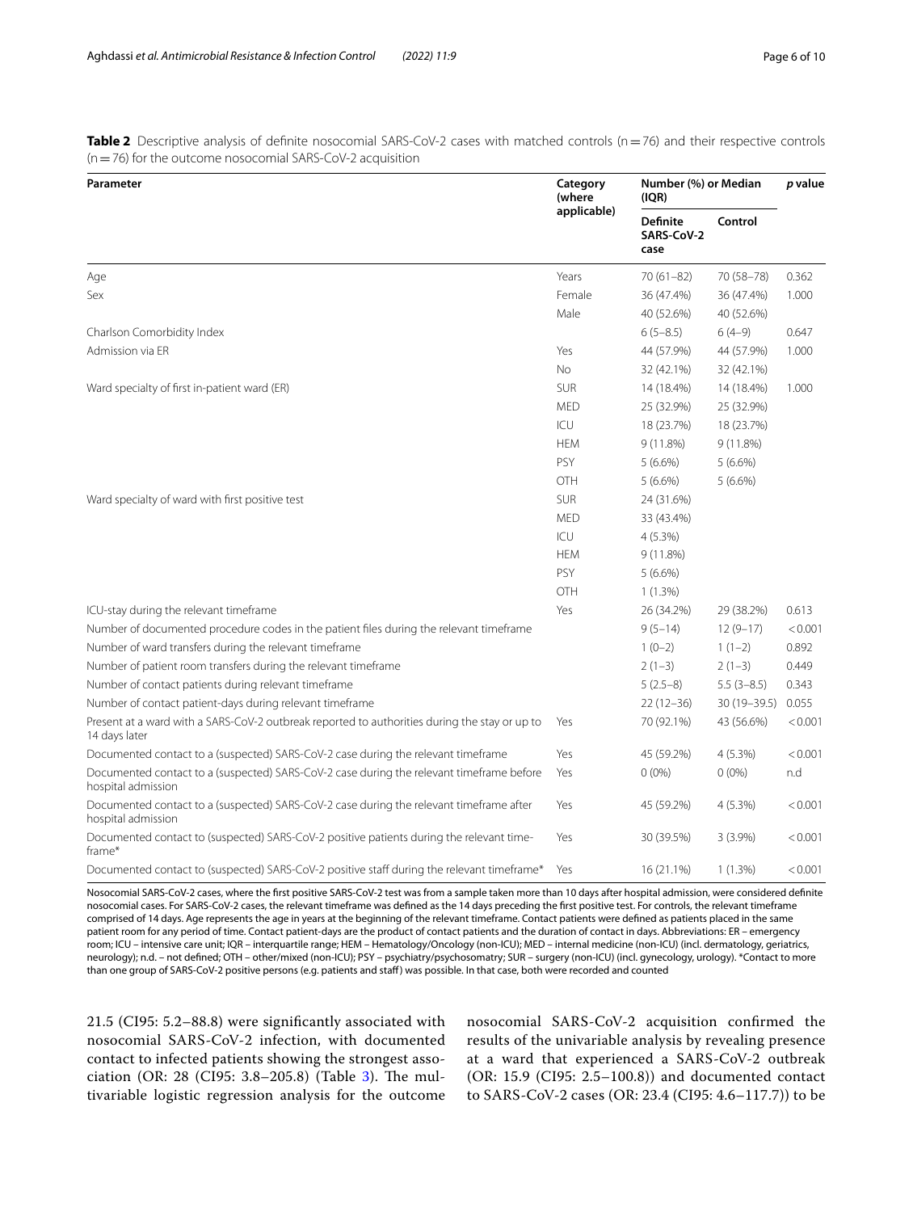**Table 2** Descriptive analysis of definite nosocomial SARS-CoV-2 cases with matched controls (n = 76) and their respective controls (n = 76) for the outcome nosocomial SARS-CoV-2 acquisition

| Parameter | Category (where applicable) | Number (%) or Median (IQR) | | *p* value |
|---|---|---|---|---|
| | | Definite SARS-CoV-2 case | Control | |
| Age | Years | 70 (61–82) | 70 (58–78) | 0.362 |
| Sex | Female | 36 (47.4%) | 36 (47.4%) | 1.000 |
| | Male | 40 (52.6%) | 40 (52.6%) | |
| Charlson Comorbidity Index | | 6 (5–8.5) | 6 (4–9) | 0.647 |
| Admission via ER | Yes | 44 (57.9%) | 44 (57.9%) | 1.000 |
| | No | 32 (42.1%) | 32 (42.1%) | |
| Ward specialty of first in-patient ward (ER) | SUR | 14 (18.4%) | 14 (18.4%) | 1.000 |
| | MED | 25 (32.9%) | 25 (32.9%) | |
| | ICU | 18 (23.7%) | 18 (23.7%) | |
| | HEM | 9 (11.8%) | 9 (11.8%) | |
| | PSY | 5 (6.6%) | 5 (6.6%) | |
| | OTH | 5 (6.6%) | 5 (6.6%) | |
| Ward specialty of ward with first positive test | SUR | 24 (31.6%) | | |
| | MED | 33 (43.4%) | | |
| | ICU | 4 (5.3%) | | |
| | HEM | 9 (11.8%) | | |
| | PSY | 5 (6.6%) | | |
| | OTH | 1 (1.3%) | | |
| ICU-stay during the relevant timeframe | Yes | 26 (34.2%) | 29 (38.2%) | 0.613 |
| Number of documented procedure codes in the patient files during the relevant timeframe | | 9 (5–14) | 12 (9–17) | < 0.001 |
| Number of ward transfers during the relevant timeframe | | 1 (0–2) | 1 (1–2) | 0.892 |
| Number of patient room transfers during the relevant timeframe | | 2 (1–3) | 2 (1–3) | 0.449 |
| Number of contact patients during relevant timeframe | | 5 (2.5–8) | 5.5 (3–8.5) | 0.343 |
| Number of contact patient-days during relevant timeframe | | 22 (12–36) | 30 (19–39.5) | 0.055 |
| Present at a ward with a SARS-CoV-2 outbreak reported to authorities during the stay or up to 14 days later | Yes | 70 (92.1%) | 43 (56.6%) | < 0.001 |
| Documented contact to a (suspected) SARS-CoV-2 case during the relevant timeframe | Yes | 45 (59.2%) | 4 (5.3%) | < 0.001 |
| Documented contact to a (suspected) SARS-CoV-2 case during the relevant timeframe before hospital admission | Yes | 0 (0%) | 0 (0%) | n.d |
| Documented contact to a (suspected) SARS-CoV-2 case during the relevant timeframe after hospital admission | Yes | 45 (59.2%) | 4 (5.3%) | < 0.001 |
| Documented contact to (suspected) SARS-CoV-2 positive patients during the relevant timeframe* | Yes | 30 (39.5%) | 3 (3.9%) | < 0.001 |
| Documented contact to (suspected) SARS-CoV-2 positive staff during the relevant timeframe* | Yes | 16 (21.1%) | 1 (1.3%) | < 0.001 |

Nosocomial SARS-CoV-2 cases, where the first positive SARS-CoV-2 test was from a sample taken more than 10 days after hospital admission, were considered definite nosocomial cases. For SARS-CoV-2 cases, the relevant timeframe was defined as the 14 days preceding the first positive test. For controls, the relevant timeframe comprised of 14 days. Age represents the age in years at the beginning of the relevant timeframe. Contact patients were defined as patients placed in the same patient room for any period of time. Contact patient-days are the product of contact patients and the duration of contact in days. Abbreviations: ER – emergency room; ICU – intensive care unit; IQR – interquartile range; HEM – Hematology/Oncology (non-ICU); MED – internal medicine (non-ICU) (incl. dermatology, geriatrics, neurology); n.d. – not defined; OTH – other/mixed (non-ICU); PSY – psychiatry/psychosomatry; SUR – surgery (non-ICU) (incl. gynecology, urology). *Contact to more than one group of SARS-CoV-2 positive persons (e.g. patients and staff) was possible. In that case, both were recorded and counted

21.5 (CI95: 5.2–88.8) were significantly associated with nosocomial SARS-CoV-2 infection, with documented contact to infected patients showing the strongest association (OR: 28 (CI95: 3.8–205.8) (Table 3). The multivariable logistic regression analysis for the outcome nosocomial SARS-CoV-2 acquisition confirmed the results of the univariable analysis by revealing presence at a ward that experienced a SARS-CoV-2 outbreak (OR: 15.9 (CI95: 2.5–100.8)) and documented contact to SARS-CoV-2 cases (OR: 23.4 (CI95: 4.6–117.7)) to be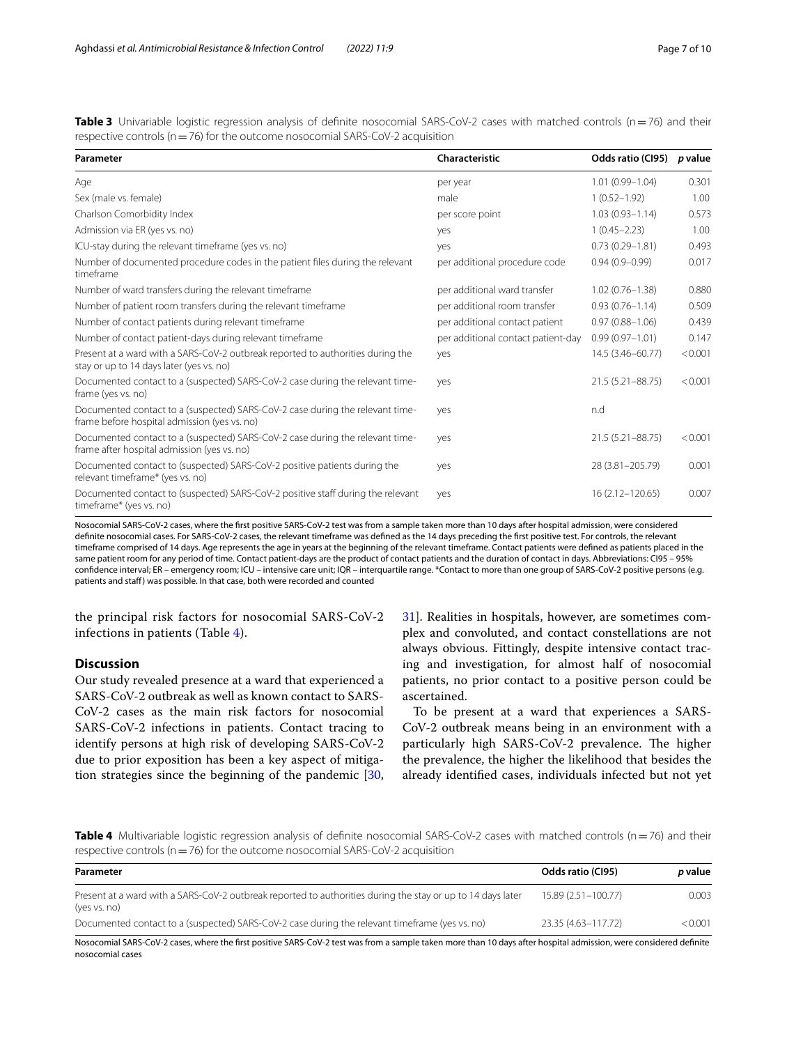**Table 3** Univariable logistic regression analysis of definite nosocomial SARS-CoV-2 cases with matched controls (n = 76) and their respective controls (n = 76) for the outcome nosocomial SARS-CoV-2 acquisition

| Parameter | Characteristic | Odds ratio (CI95) | *p* value |
|---|---|---|---|
| Age | per year | 1.01 (0.99–1.04) | 0.301 |
| Sex (male vs. female) | male | 1 (0.52–1.92) | 1.00 |
| Charlson Comorbidity Index | per score point | 1.03 (0.93–1.14) | 0.573 |
| Admission via ER (yes vs. no) | yes | 1 (0.45–2.23) | 1.00 |
| ICU-stay during the relevant timeframe (yes vs. no) | yes | 0.73 (0.29–1.81) | 0.493 |
| Number of documented procedure codes in the patient files during the relevant timeframe | per additional procedure code | 0.94 (0.9–0.99) | 0.017 |
| Number of ward transfers during the relevant timeframe | per additional ward transfer | 1.02 (0.76–1.38) | 0.880 |
| Number of patient room transfers during the relevant timeframe | per additional room transfer | 0.93 (0.76–1.14) | 0.509 |
| Number of contact patients during relevant timeframe | per additional contact patient | 0.97 (0.88–1.06) | 0.439 |
| Number of contact patient-days during relevant timeframe | per additional contact patient-day | 0.99 (0.97–1.01) | 0.147 |
| Present at a ward with a SARS-CoV-2 outbreak reported to authorities during the stay or up to 14 days later (yes vs. no) | yes | 14.5 (3.46–60.77) | < 0.001 |
| Documented contact to a (suspected) SARS-CoV-2 case during the relevant timeframe (yes vs. no) | yes | 21.5 (5.21–88.75) | < 0.001 |
| Documented contact to a (suspected) SARS-CoV-2 case during the relevant timeframe before hospital admission (yes vs. no) | yes | n.d | |
| Documented contact to a (suspected) SARS-CoV-2 case during the relevant timeframe after hospital admission (yes vs. no) | yes | 21.5 (5.21–88.75) | < 0.001 |
| Documented contact to (suspected) SARS-CoV-2 positive patients during the relevant timeframe* (yes vs. no) | yes | 28 (3.81–205.79) | 0.001 |
| Documented contact to (suspected) SARS-CoV-2 positive staff during the relevant timeframe* (yes vs. no) | yes | 16 (2.12–120.65) | 0.007 |

Nosocomial SARS-CoV-2 cases, where the first positive SARS-CoV-2 test was from a sample taken more than 10 days after hospital admission, were considered definite nosocomial cases. For SARS-CoV-2 cases, the relevant timeframe was defined as the 14 days preceding the first positive test. For controls, the relevant timeframe comprised of 14 days. Age represents the age in years at the beginning of the relevant timeframe. Contact patients were defined as patients placed in the same patient room for any period of time. Contact patient-days are the product of contact patients and the duration of contact in days. Abbreviations: CI95 – 95% confidence interval; ER – emergency room; ICU – intensive care unit; IQR – interquartile range. *Contact to more than one group of SARS-CoV-2 positive persons (e.g. patients and staff) was possible. In that case, both were recorded and counted

the principal risk factors for nosocomial SARS-CoV-2 infections in patients (Table 4).

## Discussion

Our study revealed presence at a ward that experienced a SARS-CoV-2 outbreak as well as known contact to SARS-CoV-2 cases as the main risk factors for nosocomial SARS-CoV-2 infections in patients. Contact tracing to identify persons at high risk of developing SARS-CoV-2 due to prior exposition has been a key aspect of mitigation strategies since the beginning of the pandemic [30, 31]. Realities in hospitals, however, are sometimes complex and convoluted, and contact constellations are not always obvious. Fittingly, despite intensive contact tracing and investigation, for almost half of nosocomial patients, no prior contact to a positive person could be ascertained.

To be present at a ward that experiences a SARS-CoV-2 outbreak means being in an environment with a particularly high SARS-CoV-2 prevalence. The higher the prevalence, the higher the likelihood that besides the already identified cases, individuals infected but not yet

**Table 4** Multivariable logistic regression analysis of definite nosocomial SARS-CoV-2 cases with matched controls (n = 76) and their respective controls (n = 76) for the outcome nosocomial SARS-CoV-2 acquisition

| Parameter | Odds ratio (CI95) | *p* value |
|---|---|---|
| Present at a ward with a SARS-CoV-2 outbreak reported to authorities during the stay or up to 14 days later (yes vs. no) | 15.89 (2.51–100.77) | 0.003 |
| Documented contact to a (suspected) SARS-CoV-2 case during the relevant timeframe (yes vs. no) | 23.35 (4.63–117.72) | < 0.001 |

Nosocomial SARS-CoV-2 cases, where the first positive SARS-CoV-2 test was from a sample taken more than 10 days after hospital admission, were considered definite nosocomial cases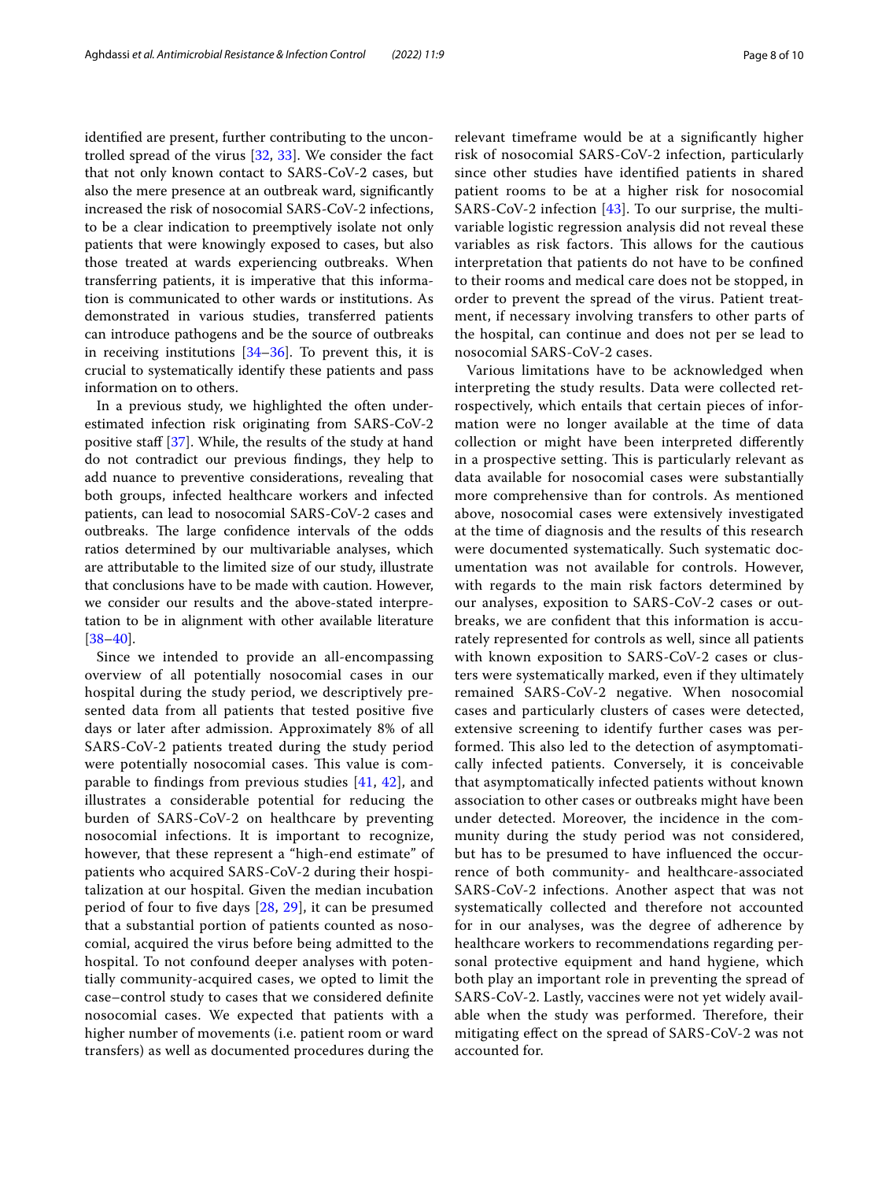identified are present, further contributing to the uncontrolled spread of the virus [32, 33]. We consider the fact that not only known contact to SARS-CoV-2 cases, but also the mere presence at an outbreak ward, significantly increased the risk of nosocomial SARS-CoV-2 infections, to be a clear indication to preemptively isolate not only patients that were knowingly exposed to cases, but also those treated at wards experiencing outbreaks. When transferring patients, it is imperative that this information is communicated to other wards or institutions. As demonstrated in various studies, transferred patients can introduce pathogens and be the source of outbreaks in receiving institutions [34–36]. To prevent this, it is crucial to systematically identify these patients and pass information on to others.

In a previous study, we highlighted the often underestimated infection risk originating from SARS-CoV-2 positive staff [37]. While, the results of the study at hand do not contradict our previous findings, they help to add nuance to preventive considerations, revealing that both groups, infected healthcare workers and infected patients, can lead to nosocomial SARS-CoV-2 cases and outbreaks. The large confidence intervals of the odds ratios determined by our multivariable analyses, which are attributable to the limited size of our study, illustrate that conclusions have to be made with caution. However, we consider our results and the above-stated interpretation to be in alignment with other available literature [38–40].

Since we intended to provide an all-encompassing overview of all potentially nosocomial cases in our hospital during the study period, we descriptively presented data from all patients that tested positive five days or later after admission. Approximately 8% of all SARS-CoV-2 patients treated during the study period were potentially nosocomial cases. This value is comparable to findings from previous studies [41, 42], and illustrates a considerable potential for reducing the burden of SARS-CoV-2 on healthcare by preventing nosocomial infections. It is important to recognize, however, that these represent a "high-end estimate" of patients who acquired SARS-CoV-2 during their hospitalization at our hospital. Given the median incubation period of four to five days [28, 29], it can be presumed that a substantial portion of patients counted as nosocomial, acquired the virus before being admitted to the hospital. To not confound deeper analyses with potentially community-acquired cases, we opted to limit the case–control study to cases that we considered definite nosocomial cases. We expected that patients with a higher number of movements (i.e. patient room or ward transfers) as well as documented procedures during the relevant timeframe would be at a significantly higher risk of nosocomial SARS-CoV-2 infection, particularly since other studies have identified patients in shared patient rooms to be at a higher risk for nosocomial SARS-CoV-2 infection [43]. To our surprise, the multivariable logistic regression analysis did not reveal these variables as risk factors. This allows for the cautious interpretation that patients do not have to be confined to their rooms and medical care does not be stopped, in order to prevent the spread of the virus. Patient treatment, if necessary involving transfers to other parts of the hospital, can continue and does not per se lead to nosocomial SARS-CoV-2 cases.

Various limitations have to be acknowledged when interpreting the study results. Data were collected retrospectively, which entails that certain pieces of information were no longer available at the time of data collection or might have been interpreted differently in a prospective setting. This is particularly relevant as data available for nosocomial cases were substantially more comprehensive than for controls. As mentioned above, nosocomial cases were extensively investigated at the time of diagnosis and the results of this research were documented systematically. Such systematic documentation was not available for controls. However, with regards to the main risk factors determined by our analyses, exposition to SARS-CoV-2 cases or outbreaks, we are confident that this information is accurately represented for controls as well, since all patients with known exposition to SARS-CoV-2 cases or clusters were systematically marked, even if they ultimately remained SARS-CoV-2 negative. When nosocomial cases and particularly clusters of cases were detected, extensive screening to identify further cases was performed. This also led to the detection of asymptomatically infected patients. Conversely, it is conceivable that asymptomatically infected patients without known association to other cases or outbreaks might have been under detected. Moreover, the incidence in the community during the study period was not considered, but has to be presumed to have influenced the occurrence of both community- and healthcare-associated SARS-CoV-2 infections. Another aspect that was not systematically collected and therefore not accounted for in our analyses, was the degree of adherence by healthcare workers to recommendations regarding personal protective equipment and hand hygiene, which both play an important role in preventing the spread of SARS-CoV-2. Lastly, vaccines were not yet widely available when the study was performed. Therefore, their mitigating effect on the spread of SARS-CoV-2 was not accounted for.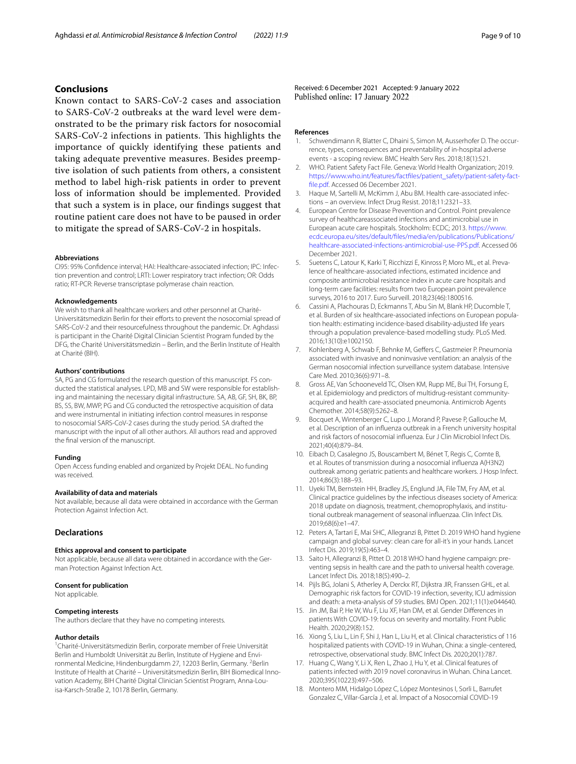## Conclusions

Known contact to SARS-CoV-2 cases and association to SARS-CoV-2 outbreaks at the ward level were demonstrated to be the primary risk factors for nosocomial SARS-CoV-2 infections in patients. This highlights the importance of quickly identifying these patients and taking adequate preventive measures. Besides preemptive isolation of such patients from others, a consistent method to label high-risk patients in order to prevent loss of information should be implemented. Provided that such a system is in place, our findings suggest that routine patient care does not have to be paused in order to mitigate the spread of SARS-CoV-2 in hospitals.

#### Abbreviations

CI95: 95% Confidence interval; HAI: Healthcare-associated infection; IPC: Infection prevention and control; LRTI: Lower respiratory tract infection; OR: Odds ratio; RT-PCR: Reverse transcriptase polymerase chain reaction.

#### Acknowledgements

We wish to thank all healthcare workers and other personnel at Charité-Universitätsmedizin Berlin for their efforts to prevent the nosocomial spread of SARS-CoV-2 and their resourcefulness throughout the pandemic. Dr. Aghdassi is participant in the Charité Digital Clinician Scientist Program funded by the DFG, the Charité Universitätsmedizin – Berlin, and the Berlin Institute of Health at Charité (BIH).

#### Authors' contributions

SA, PG and CG formulated the research question of this manuscript. FS conducted the statistical analyses. LPD, MB and SW were responsible for establishing and maintaining the necessary digital infrastructure. SA, AB, GF, SH, BK, BP, BS, SS, BW, MWP, PG and CG conducted the retrospective acquisition of data and were instrumental in initiating infection control measures in response to nosocomial SARS-CoV-2 cases during the study period. SA drafted the manuscript with the input of all other authors. All authors read and approved the final version of the manuscript.

#### Funding

Open Access funding enabled and organized by Projekt DEAL. No funding was received.

#### Availability of data and materials

Not available, because all data were obtained in accordance with the German Protection Against Infection Act.

## Declarations

#### Ethics approval and consent to participate

Not applicable, because all data were obtained in accordance with the German Protection Against Infection Act.

#### Consent for publication

Not applicable.

#### Competing interests

The authors declare that they have no competing interests.

#### Author details

[1]Charité-Universitätsmedizin Berlin, corporate member of Freie Universität Berlin and Humboldt Universität zu Berlin, Institute of Hygiene and Environmental Medicine, Hindenburgdamm 27, 12203 Berlin, Germany. [2]Berlin Institute of Health at Charité – Universitätsmedizin Berlin, BIH Biomedical Innovation Academy, BIH Charité Digital Clinician Scientist Program, Anna-Louisa-Karsch-Straße 2, 10178 Berlin, Germany.

Received: 6 December 2021 Accepted: 9 January 2022
Published online: 17 January 2022

#### References

1. Schwendimann R, Blatter C, Dhaini S, Simon M, Ausserhofer D. The occurrence, types, consequences and preventability of in-hospital adverse events - a scoping review. BMC Health Serv Res. 2018;18(1):521.
2. WHO. Patient Safety Fact File. Geneva: World Health Organization; 2019. https://www.who.int/features/factfiles/patient_safety/patient-safety-fact-file.pdf. Accessed 06 December 2021.
3. Haque M, Sartelli M, McKimm J, Abu BM. Health care-associated infections – an overview. Infect Drug Resist. 2018;11:2321–33.
4. European Centre for Disease Prevention and Control. Point prevalence survey of healthcareassociated infections and antimicrobial use in European acute care hospitals. Stockholm: ECDC; 2013. https://www.ecdc.europa.eu/sites/default/files/media/en/publications/Publications/healthcare-associated-infections-antimicrobial-use-PPS.pdf. Accessed 06 December 2021.
5. Suetens C, Latour K, Karki T, Ricchizzi E, Kinross P, Moro ML, et al. Prevalence of healthcare-associated infections, estimated incidence and composite antimicrobial resistance index in acute care hospitals and long-term care facilities: results from two European point prevalence surveys, 2016 to 2017. Euro Surveill. 2018;23(46):1800516.
6. Cassini A, Plachouras D, Eckmanns T, Abu Sin M, Blank HP, Ducomble T, et al. Burden of six healthcare-associated infections on European population health: estimating incidence-based disability-adjusted life years through a population prevalence-based modelling study. PLoS Med. 2016;13(10):e1002150.
7. Kohlenberg A, Schwab F, Behnke M, Geffers C, Gastmeier P. Pneumonia associated with invasive and noninvasive ventilation: an analysis of the German nosocomial infection surveillance system database. Intensive Care Med. 2010;36(6):971–8.
8. Gross AE, Van Schooneveld TC, Olsen KM, Rupp ME, Bui TH, Forsung E, et al. Epidemiology and predictors of multidrug-resistant community-acquired and health care-associated pneumonia. Antimicrob Agents Chemother. 2014;58(9):5262–8.
9. Bocquet A, Wintenberger C, Lupo J, Morand P, Pavese P, Gallouche M, et al. Description of an influenza outbreak in a French university hospital and risk factors of nosocomial influenza. Eur J Clin Microbiol Infect Dis. 2021;40(4):879–84.
10. Eibach D, Casalegno JS, Bouscambert M, Bénet T, Regis C, Comte B, et al. Routes of transmission during a nosocomial influenza A(H3N2) outbreak among geriatric patients and healthcare workers. J Hosp Infect. 2014;86(3):188–93.
11. Uyeki TM, Bernstein HH, Bradley JS, Englund JA, File TM, Fry AM, et al. Clinical practice guidelines by the infectious diseases society of America: 2018 update on diagnosis, treatment, chemoprophylaxis, and institutional outbreak management of seasonal influenzaa. Clin Infect Dis. 2019;68(6):e1–47.
12. Peters A, Tartari E, Mai SHC, Allegranzi B, Pittet D. 2019 WHO hand hygiene campaign and global survey: clean care for all-it's in your hands. Lancet Infect Dis. 2019;19(5):463–4.
13. Saito H, Allegranzi B, Pittet D. 2018 WHO hand hygiene campaign: preventing sepsis in health care and the path to universal health coverage. Lancet Infect Dis. 2018;18(5):490–2.
14. Pijls BG, Jolani S, Atherley A, Derckx RT, Dijkstra JIR, Franssen GHL, et al. Demographic risk factors for COVID-19 infection, severity, ICU admission and death: a meta-analysis of 59 studies. BMJ Open. 2021;11(1):e044640.
15. Jin JM, Bai P, He W, Wu F, Liu XF, Han DM, et al. Gender Differences in patients With COVID-19: focus on severity and mortality. Front Public Health. 2020;29(8):152.
16. Xiong S, Liu L, Lin F, Shi J, Han L, Liu H, et al. Clinical characteristics of 116 hospitalized patients with COVID-19 in Wuhan, China: a single-centered, retrospective, observational study. BMC Infect Dis. 2020;20(1):787.
17. Huang C, Wang Y, Li X, Ren L, Zhao J, Hu Y, et al. Clinical features of patients infected with 2019 novel coronavirus in Wuhan. China Lancet. 2020;395(10223):497–506.
18. Montero MM, Hidalgo López C, López Montesinos I, Sorli L, Barrufet Gonzalez C, Villar-García J, et al. Impact of a Nosocomial COVID-19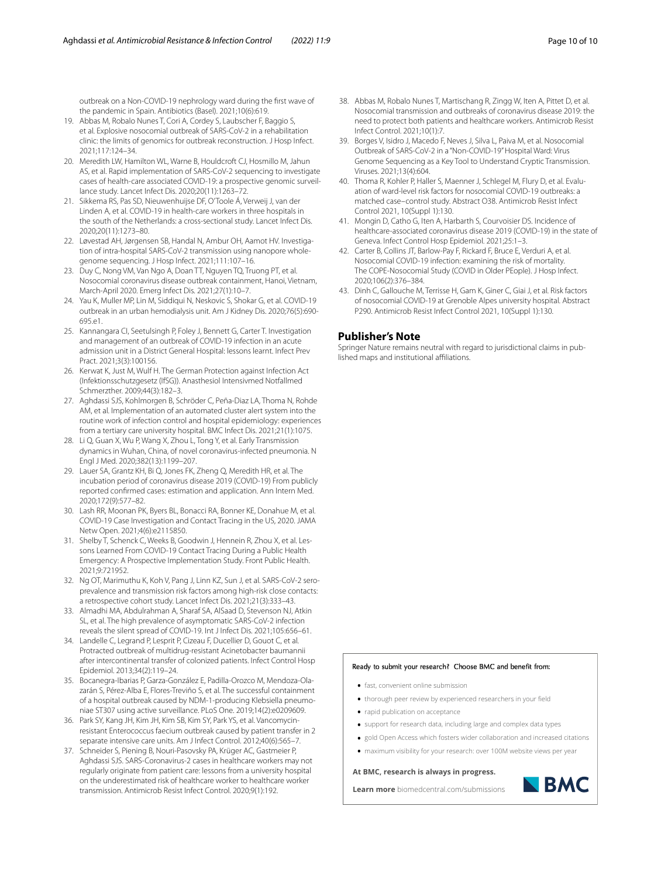outbreak on a Non-COVID-19 nephrology ward during the first wave of the pandemic in Spain. Antibiotics (Basel). 2021;10(6):619.

19. Abbas M, Robalo Nunes T, Cori A, Cordey S, Laubscher F, Baggio S, et al. Explosive nosocomial outbreak of SARS-CoV-2 in a rehabilitation clinic: the limits of genomics for outbreak reconstruction. J Hosp Infect. 2021;117:124–34.
20. Meredith LW, Hamilton WL, Warne B, Houldcroft CJ, Hosmillo M, Jahun AS, et al. Rapid implementation of SARS-CoV-2 sequencing to investigate cases of health-care associated COVID-19: a prospective genomic surveillance study. Lancet Infect Dis. 2020;20(11):1263–72.
21. Sikkema RS, Pas SD, Nieuwenhuijse DF, O'Toole Á, Verweij J, van der Linden A, et al. COVID-19 in health-care workers in three hospitals in the south of the Netherlands: a cross-sectional study. Lancet Infect Dis. 2020;20(11):1273–80.
22. Løvestad AH, Jørgensen SB, Handal N, Ambur OH, Aamot HV. Investigation of intra-hospital SARS-CoV-2 transmission using nanopore whole-genome sequencing. J Hosp Infect. 2021;111:107–16.
23. Duy C, Nong VM, Van Ngo A, Doan TT, Nguyen TQ, Truong PT, et al. Nosocomial coronavirus disease outbreak containment, Hanoi, Vietnam, March-April 2020. Emerg Infect Dis. 2021;27(1):10–7.
24. Yau K, Muller MP, Lin M, Siddiqui N, Neskovic S, Shokar G, et al. COVID-19 outbreak in an urban hemodialysis unit. Am J Kidney Dis. 2020;76(5):690-695.e1.
25. Kannangara CI, Seetulsingh P, Foley J, Bennett G, Carter T. Investigation and management of an outbreak of COVID-19 infection in an acute admission unit in a District General Hospital: lessons learnt. Infect Prev Pract. 2021;3(3):100156.
26. Kerwat K, Just M, Wulf H. The German Protection against Infection Act (Infektionsschutzgesetz (IfSG)). Anasthesiol Intensivmed Notfallmed Schmerzther. 2009;44(3):182–3.
27. Aghdassi SJS, Kohlmorgen B, Schröder C, Peña-Diaz LA, Thoma N, Rohde AM, et al. Implementation of an automated cluster alert system into the routine work of infection control and hospital epidemiology: experiences from a tertiary care university hospital. BMC Infect Dis. 2021;21(1):1075.
28. Li Q, Guan X, Wu P, Wang X, Zhou L, Tong Y, et al. Early Transmission dynamics in Wuhan, China, of novel coronavirus-infected pneumonia. N Engl J Med. 2020;382(13):1199–207.
29. Lauer SA, Grantz KH, Bi Q, Jones FK, Zheng Q, Meredith HR, et al. The incubation period of coronavirus disease 2019 (COVID-19) From publicly reported confirmed cases: estimation and application. Ann Intern Med. 2020;172(9):577–82.
30. Lash RR, Moonan PK, Byers BL, Bonacci RA, Bonner KE, Donahue M, et al. COVID-19 Case Investigation and Contact Tracing in the US, 2020. JAMA Netw Open. 2021;4(6):e2115850.
31. Shelby T, Schenck C, Weeks B, Goodwin J, Hennein R, Zhou X, et al. Lessons Learned From COVID-19 Contact Tracing During a Public Health Emergency: A Prospective Implementation Study. Front Public Health. 2021;9:721952.
32. Ng OT, Marimuthu K, Koh V, Pang J, Linn KZ, Sun J, et al. SARS-CoV-2 seroprevalence and transmission risk factors among high-risk close contacts: a retrospective cohort study. Lancet Infect Dis. 2021;21(3):333–43.
33. Almadhi MA, Abdulrahman A, Sharaf SA, AlSaad D, Stevenson NJ, Atkin SL, et al. The high prevalence of asymptomatic SARS-CoV-2 infection reveals the silent spread of COVID-19. Int J Infect Dis. 2021;105:656–61.
34. Landelle C, Legrand P, Lesprit P, Cizeau F, Ducellier D, Gouot C, et al. Protracted outbreak of multidrug-resistant Acinetobacter baumannii after intercontinental transfer of colonized patients. Infect Control Hosp Epidemiol. 2013;34(2):119–24.
35. Bocanegra-Ibarias P, Garza-González E, Padilla-Orozco M, Mendoza-Olazarán S, Pérez-Alba E, Flores-Treviño S, et al. The successful containment of a hospital outbreak caused by NDM-1-producing Klebsiella pneumoniae ST307 using active surveillance. PLoS One. 2019;14(2):e0209609.
36. Park SY, Kang JH, Kim JH, Kim SB, Kim SY, Park YS, et al. Vancomycin-resistant Enterococcus faecium outbreak caused by patient transfer in 2 separate intensive care units. Am J Infect Control. 2012;40(6):565–7.
37. Schneider S, Piening B, Nouri-Pasovsky PA, Krüger AC, Gastmeier P, Aghdassi SJS. SARS-Coronavirus-2 cases in healthcare workers may not regularly originate from patient care: lessons from a university hospital on the underestimated risk of healthcare worker to healthcare worker transmission. Antimicrob Resist Infect Control. 2020;9(1):192.
38. Abbas M, Robalo Nunes T, Martischang R, Zingg W, Iten A, Pittet D, et al. Nosocomial transmission and outbreaks of coronavirus disease 2019: the need to protect both patients and healthcare workers. Antimicrob Resist Infect Control. 2021;10(1):7.
39. Borges V, Isidro J, Macedo F, Neves J, Silva L, Paiva M, et al. Nosocomial Outbreak of SARS-CoV-2 in a "Non-COVID-19" Hospital Ward: Virus Genome Sequencing as a Key Tool to Understand Cryptic Transmission. Viruses. 2021;13(4):604.
40. Thoma R, Kohler P, Haller S, Maenner J, Schlegel M, Flury D, et al. Evaluation of ward-level risk factors for nosocomial COVID-19 outbreaks: a matched case–control study. Abstract O38. Antimicrob Resist Infect Control 2021, 10(Suppl 1):130.
41. Mongin D, Catho G, Iten A, Harbarth S, Courvoisier DS. Incidence of healthcare-associated coronavirus disease 2019 (COVID-19) in the state of Geneva. Infect Control Hosp Epidemiol. 2021;25:1–3.
42. Carter B, Collins JT, Barlow-Pay F, Rickard F, Bruce E, Verduri A, et al. Nosocomial COVID-19 infection: examining the risk of mortality. The COPE-Nosocomial Study (COVID in Older PEople). J Hosp Infect. 2020;106(2):376–384.
43. Dinh C, Gallouche M, Terrisse H, Gam K, Giner C, Giai J, et al. Risk factors of nosocomial COVID-19 at Grenoble Alpes university hospital. Abstract P290. Antimicrob Resist Infect Control 2021, 10(Suppl 1):130.

## Publisher's Note

Springer Nature remains neutral with regard to jurisdictional claims in published maps and institutional affiliations.

Ready to submit your research? Choose BMC and benefit from:

- fast, convenient online submission
- thorough peer review by experienced researchers in your field
- rapid publication on acceptance
- support for research data, including large and complex data types
- gold Open Access which fosters wider collaboration and increased citations
- maximum visibility for your research: over 100M website views per year

**At BMC, research is always in progress.**

**Learn more** biomedcentral.com/submissions